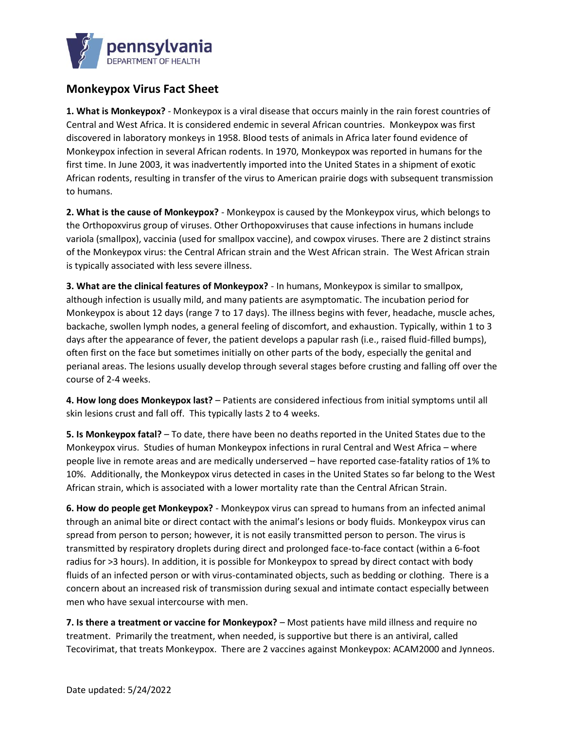pennsylvania
DEPARTMENT OF HEALTH

## Monkeypox Virus Fact Sheet

**1. What is Monkeypox?** - Monkeypox is a viral disease that occurs mainly in the rain forest countries of Central and West Africa. It is considered endemic in several African countries. Monkeypox was first discovered in laboratory monkeys in 1958. Blood tests of animals in Africa later found evidence of Monkeypox infection in several African rodents. In 1970, Monkeypox was reported in humans for the first time. In June 2003, it was inadvertently imported into the United States in a shipment of exotic African rodents, resulting in transfer of the virus to American prairie dogs with subsequent transmission to humans.

**2. What is the cause of Monkeypox?** - Monkeypox is caused by the Monkeypox virus, which belongs to the Orthopoxvirus group of viruses. Other Orthopoxviruses that cause infections in humans include variola (smallpox), vaccinia (used for smallpox vaccine), and cowpox viruses. There are 2 distinct strains of the Monkeypox virus: the Central African strain and the West African strain. The West African strain is typically associated with less severe illness.

**3. What are the clinical features of Monkeypox?** - In humans, Monkeypox is similar to smallpox, although infection is usually mild, and many patients are asymptomatic. The incubation period for Monkeypox is about 12 days (range 7 to 17 days). The illness begins with fever, headache, muscle aches, backache, swollen lymph nodes, a general feeling of discomfort, and exhaustion. Typically, within 1 to 3 days after the appearance of fever, the patient develops a papular rash (i.e., raised fluid-filled bumps), often first on the face but sometimes initially on other parts of the body, especially the genital and perianal areas. The lesions usually develop through several stages before crusting and falling off over the course of 2-4 weeks.

**4. How long does Monkeypox last?** – Patients are considered infectious from initial symptoms until all skin lesions crust and fall off. This typically lasts 2 to 4 weeks.

**5. Is Monkeypox fatal?** – To date, there have been no deaths reported in the United States due to the Monkeypox virus. Studies of human Monkeypox infections in rural Central and West Africa – where people live in remote areas and are medically underserved – have reported case-fatality ratios of 1% to 10%. Additionally, the Monkeypox virus detected in cases in the United States so far belong to the West African strain, which is associated with a lower mortality rate than the Central African Strain.

**6. How do people get Monkeypox?** - Monkeypox virus can spread to humans from an infected animal through an animal bite or direct contact with the animal's lesions or body fluids. Monkeypox virus can spread from person to person; however, it is not easily transmitted person to person. The virus is transmitted by respiratory droplets during direct and prolonged face-to-face contact (within a 6-foot radius for >3 hours). In addition, it is possible for Monkeypox to spread by direct contact with body fluids of an infected person or with virus-contaminated objects, such as bedding or clothing. There is a concern about an increased risk of transmission during sexual and intimate contact especially between men who have sexual intercourse with men.

**7. Is there a treatment or vaccine for Monkeypox?** – Most patients have mild illness and require no treatment. Primarily the treatment, when needed, is supportive but there is an antiviral, called Tecovirimat, that treats Monkeypox. There are 2 vaccines against Monkeypox: ACAM2000 and Jynneos.

Date updated: 5/24/2022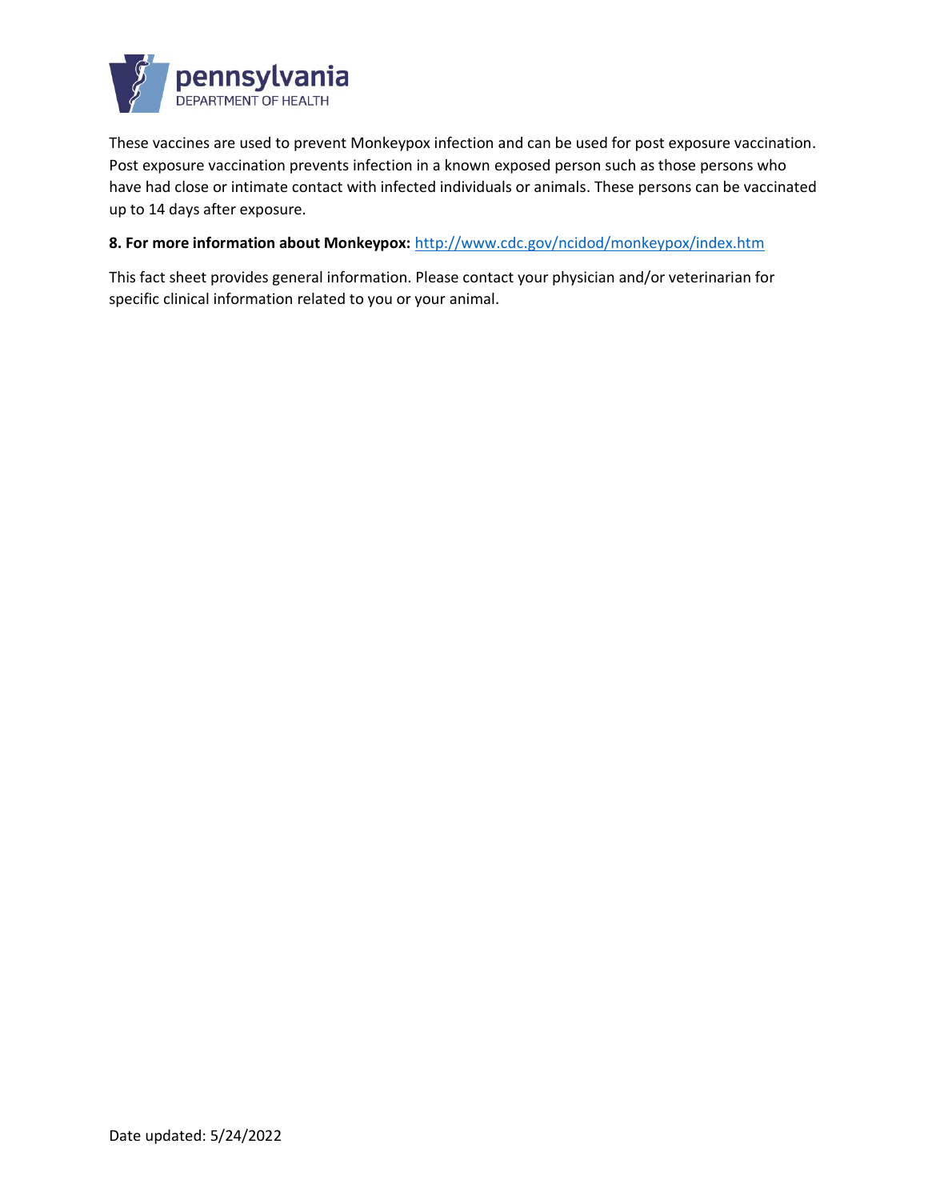These vaccines are used to prevent Monkeypox infection and can be used for post exposure vaccination. Post exposure vaccination prevents infection in a known exposed person such as those persons who have had close or intimate contact with infected individuals or animals. These persons can be vaccinated up to 14 days after exposure.

**8. For more information about Monkeypox:** http://www.cdc.gov/ncidod/monkeypox/index.htm

This fact sheet provides general information. Please contact your physician and/or veterinarian for specific clinical information related to you or your animal.

Date updated: 5/24/2022